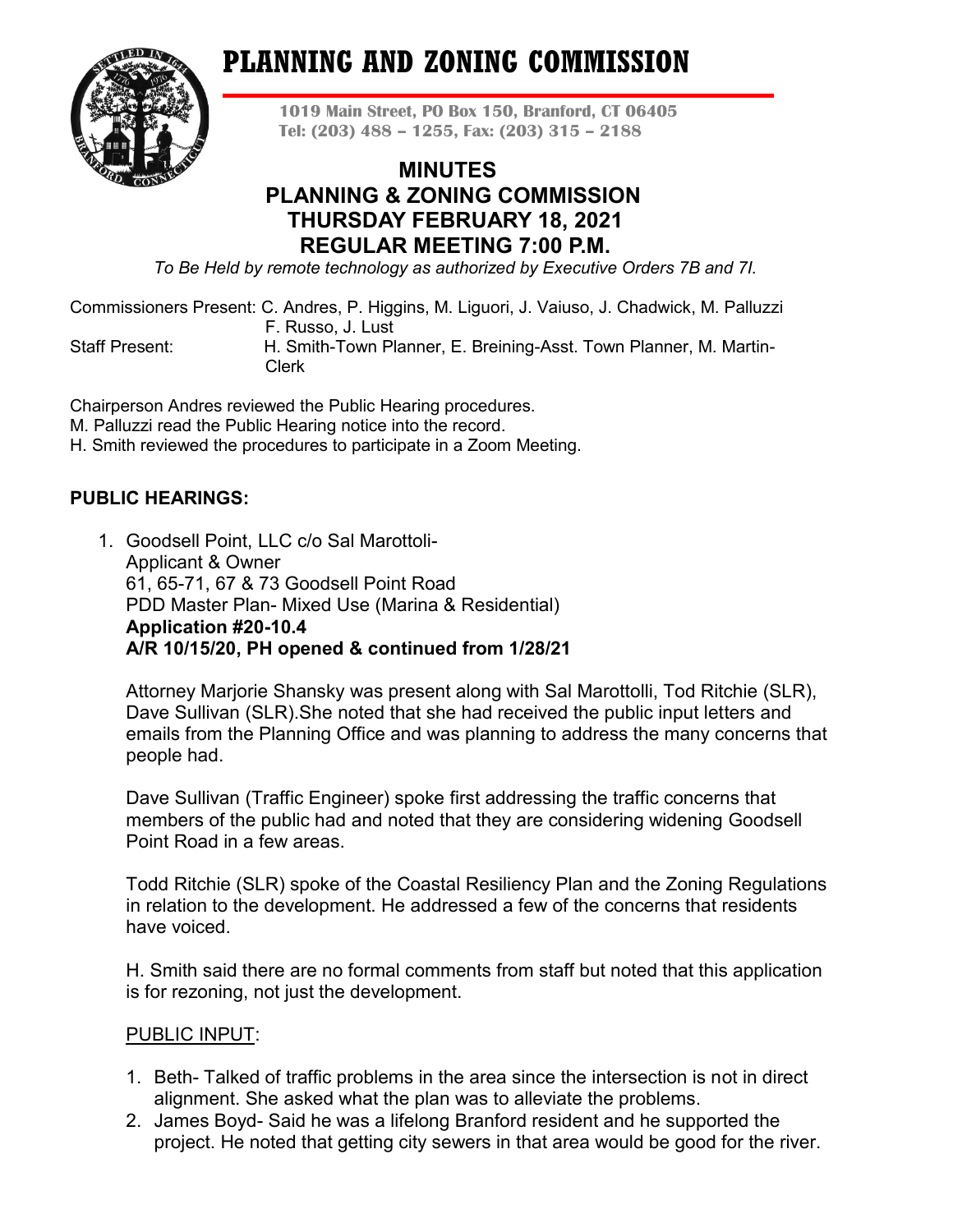# PLANNING AND ZONING COMMISSION

**1019 Main Street, PO Box 150, Branford, CT 06405**
**Tel: (203) 488 – 1255, Fax: (203) 315 – 2188**

## MINUTES
## PLANNING & ZONING COMMISSION
## THURSDAY FEBRUARY 18, 2021
## REGULAR MEETING 7:00 P.M.

*To Be Held by remote technology as authorized by Executive Orders 7B and 7I.*

Commissioners Present: C. Andres, P. Higgins, M. Liguori, J. Vaiuso, J. Chadwick, M. Palluzzi F. Russo, J. Lust

Staff Present: H. Smith-Town Planner, E. Breining-Asst. Town Planner, M. Martin-Clerk

Chairperson Andres reviewed the Public Hearing procedures.
M. Palluzzi read the Public Hearing notice into the record.
H. Smith reviewed the procedures to participate in a Zoom Meeting.

### PUBLIC HEARINGS:

1. Goodsell Point, LLC c/o Sal Marottoli-
   Applicant & Owner
   61, 65-71, 67 & 73 Goodsell Point Road
   PDD Master Plan- Mixed Use (Marina & Residential)
   **Application #20-10.4**
   **A/R 10/15/20, PH opened & continued from 1/28/21**

   Attorney Marjorie Shansky was present along with Sal Marottolli, Tod Ritchie (SLR), Dave Sullivan (SLR).She noted that she had received the public input letters and emails from the Planning Office and was planning to address the many concerns that people had.

   Dave Sullivan (Traffic Engineer) spoke first addressing the traffic concerns that members of the public had and noted that they are considering widening Goodsell Point Road in a few areas.

   Todd Ritchie (SLR) spoke of the Coastal Resiliency Plan and the Zoning Regulations in relation to the development. He addressed a few of the concerns that residents have voiced.

   H. Smith said there are no formal comments from staff but noted that this application is for rezoning, not just the development.

   PUBLIC INPUT:

   1. Beth- Talked of traffic problems in the area since the intersection is not in direct alignment. She asked what the plan was to alleviate the problems.
   2. James Boyd- Said he was a lifelong Branford resident and he supported the project. He noted that getting city sewers in that area would be good for the river.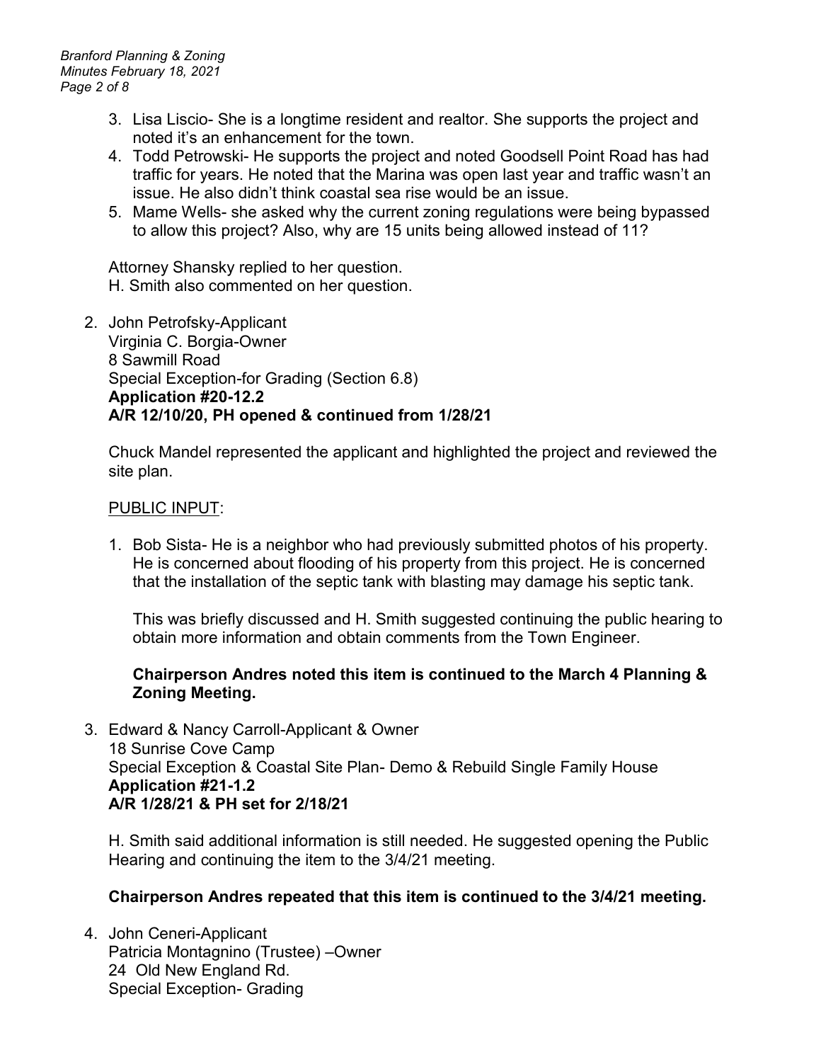3. Lisa Liscio- She is a longtime resident and realtor. She supports the project and noted it's an enhancement for the town.
4. Todd Petrowski- He supports the project and noted Goodsell Point Road has had traffic for years. He noted that the Marina was open last year and traffic wasn't an issue. He also didn't think coastal sea rise would be an issue.
5. Mame Wells- she asked why the current zoning regulations were being bypassed to allow this project? Also, why are 15 units being allowed instead of 11?

Attorney Shansky replied to her question.
H. Smith also commented on her question.

2. John Petrofsky-Applicant
Virginia C. Borgia-Owner
8 Sawmill Road
Special Exception-for Grading (Section 6.8)
**Application #20-12.2**
**A/R 12/10/20, PH opened & continued from 1/28/21**

Chuck Mandel represented the applicant and highlighted the project and reviewed the site plan.

PUBLIC INPUT:

1. Bob Sista- He is a neighbor who had previously submitted photos of his property. He is concerned about flooding of his property from this project. He is concerned that the installation of the septic tank with blasting may damage his septic tank.

   This was briefly discussed and H. Smith suggested continuing the public hearing to obtain more information and obtain comments from the Town Engineer.

   **Chairperson Andres noted this item is continued to the March 4 Planning & Zoning Meeting.**

3. Edward & Nancy Carroll-Applicant & Owner
18 Sunrise Cove Camp
Special Exception & Coastal Site Plan- Demo & Rebuild Single Family House
**Application #21-1.2**
**A/R 1/28/21 & PH set for 2/18/21**

H. Smith said additional information is still needed. He suggested opening the Public Hearing and continuing the item to the 3/4/21 meeting.

**Chairperson Andres repeated that this item is continued to the 3/4/21 meeting.**

4. John Ceneri-Applicant
Patricia Montagnino (Trustee) –Owner
24 Old New England Rd.
Special Exception- Grading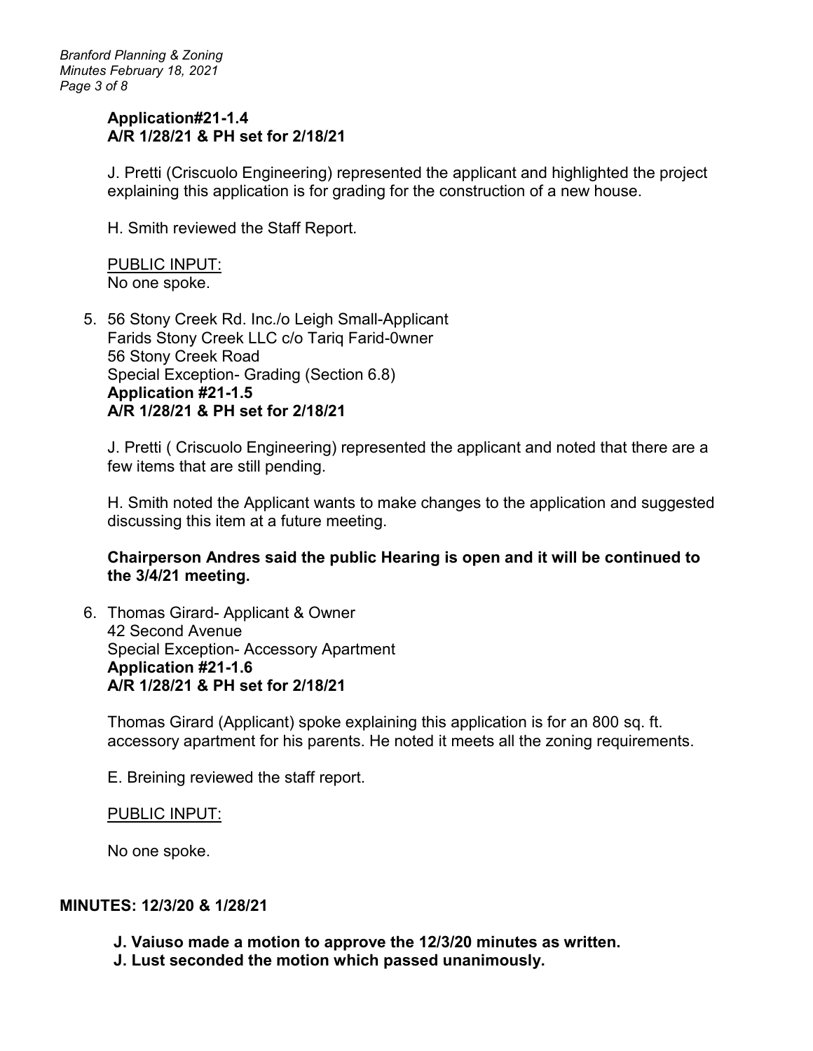**Application#21-1.4**
**A/R 1/28/21 & PH set for 2/18/21**

J. Pretti (Criscuolo Engineering) represented the applicant and highlighted the project explaining this application is for grading for the construction of a new house.

H. Smith reviewed the Staff Report.

PUBLIC INPUT:
No one spoke.

5. 56 Stony Creek Rd. Inc./o Leigh Small-Applicant
   Farids Stony Creek LLC c/o Tariq Farid-0wner
   56 Stony Creek Road
   Special Exception- Grading (Section 6.8)
   **Application #21-1.5**
   **A/R 1/28/21 & PH set for 2/18/21**

   J. Pretti ( Criscuolo Engineering) represented the applicant and noted that there are a few items that are still pending.

   H. Smith noted the Applicant wants to make changes to the application and suggested discussing this item at a future meeting.

   **Chairperson Andres said the public Hearing is open and it will be continued to the 3/4/21 meeting.**

6. Thomas Girard- Applicant & Owner
   42 Second Avenue
   Special Exception- Accessory Apartment
   **Application #21-1.6**
   **A/R 1/28/21 & PH set for 2/18/21**

   Thomas Girard (Applicant) spoke explaining this application is for an 800 sq. ft. accessory apartment for his parents. He noted it meets all the zoning requirements.

   E. Breining reviewed the staff report.

   PUBLIC INPUT:

   No one spoke.

**MINUTES: 12/3/20 & 1/28/21**

**J. Vaiuso made a motion to approve the 12/3/20 minutes as written.**
**J. Lust seconded the motion which passed unanimously.**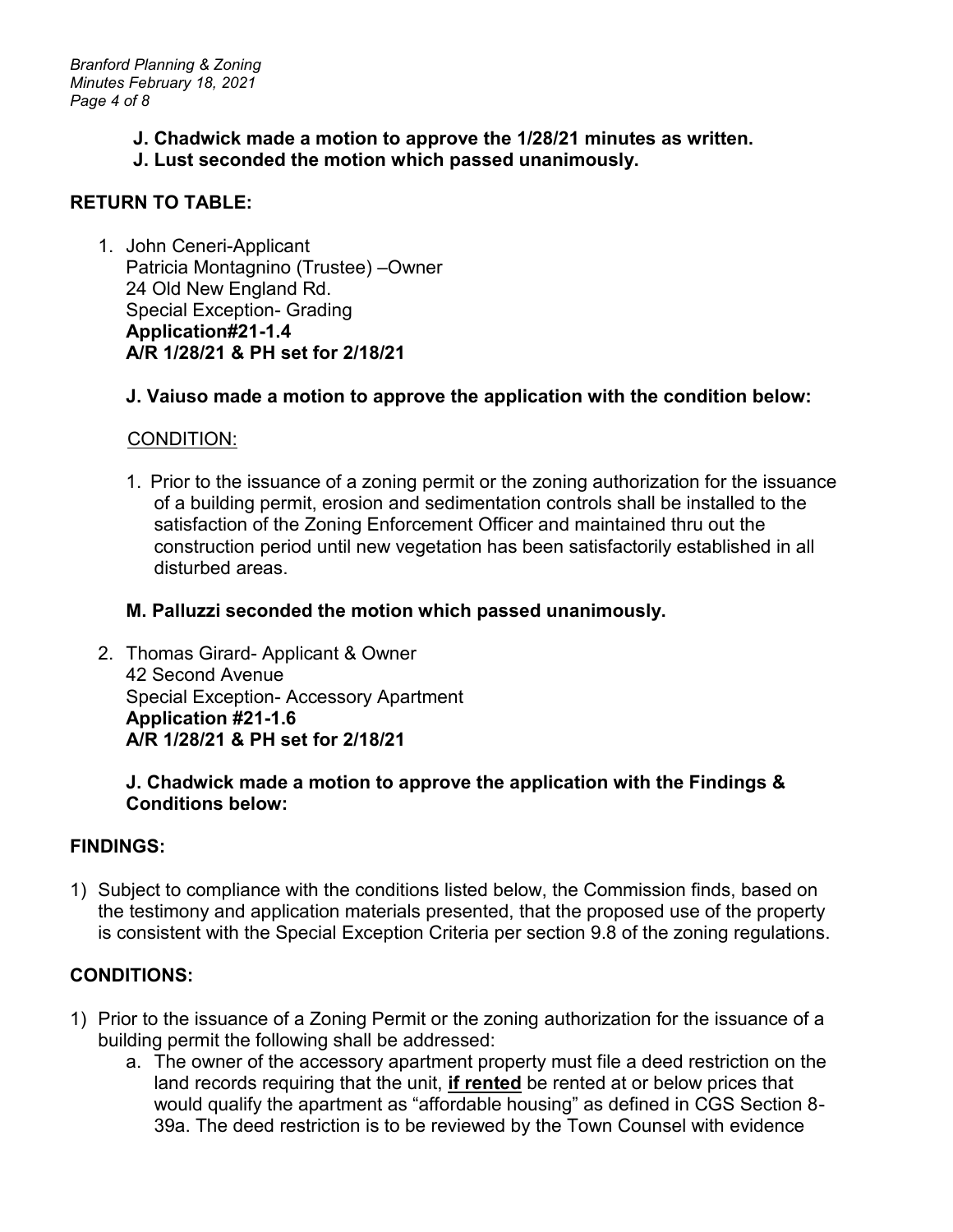**J. Chadwick made a motion to approve the 1/28/21 minutes as written.**
**J. Lust seconded the motion which passed unanimously.**

## RETURN TO TABLE:

1. John Ceneri-Applicant
   Patricia Montagnino (Trustee) –Owner
   24 Old New England Rd.
   Special Exception- Grading
   **Application#21-1.4**
   **A/R 1/28/21 & PH set for 2/18/21**

   **J. Vaiuso made a motion to approve the application with the condition below:**

   CONDITION:

   1. Prior to the issuance of a zoning permit or the zoning authorization for the issuance of a building permit, erosion and sedimentation controls shall be installed to the satisfaction of the Zoning Enforcement Officer and maintained thru out the construction period until new vegetation has been satisfactorily established in all disturbed areas.

   **M. Palluzzi seconded the motion which passed unanimously.**

2. Thomas Girard- Applicant & Owner
   42 Second Avenue
   Special Exception- Accessory Apartment
   **Application #21-1.6**
   **A/R 1/28/21 & PH set for 2/18/21**

   **J. Chadwick made a motion to approve the application with the Findings & Conditions below:**

## FINDINGS:

1) Subject to compliance with the conditions listed below, the Commission finds, based on the testimony and application materials presented, that the proposed use of the property is consistent with the Special Exception Criteria per section 9.8 of the zoning regulations.

## CONDITIONS:

1) Prior to the issuance of a Zoning Permit or the zoning authorization for the issuance of a building permit the following shall be addressed:
   a. The owner of the accessory apartment property must file a deed restriction on the land records requiring that the unit, **if rented** be rented at or below prices that would qualify the apartment as "affordable housing" as defined in CGS Section 8-39a. The deed restriction is to be reviewed by the Town Counsel with evidence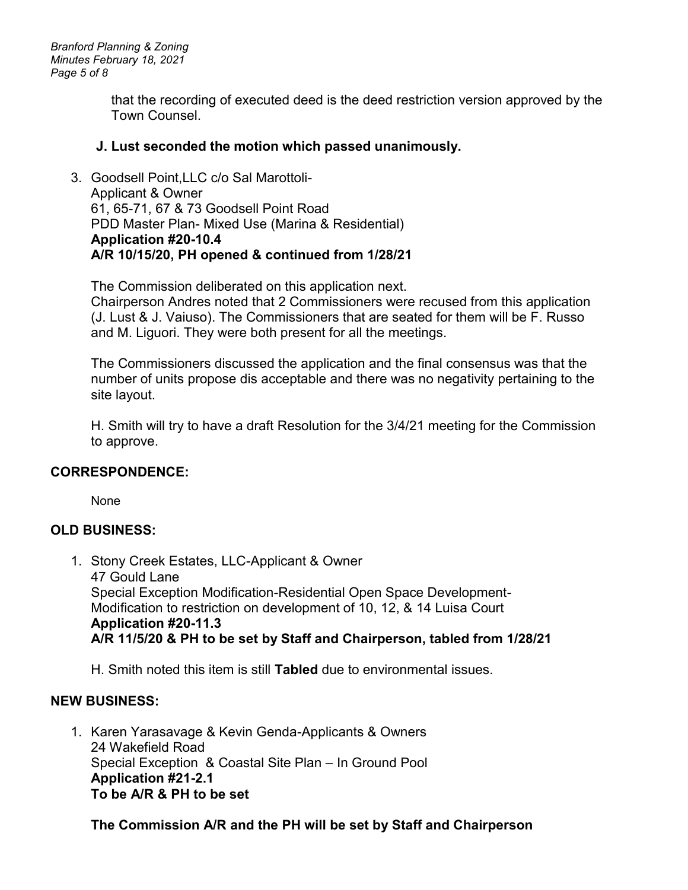that the recording of executed deed is the deed restriction version approved by the Town Counsel.

**J. Lust seconded the motion which passed unanimously.**

3. Goodsell Point,LLC c/o Sal Marottoli-
   Applicant & Owner
   61, 65-71, 67 & 73 Goodsell Point Road
   PDD Master Plan- Mixed Use (Marina & Residential)
   **Application #20-10.4**
   **A/R 10/15/20, PH opened & continued from 1/28/21**

   The Commission deliberated on this application next.
   Chairperson Andres noted that 2 Commissioners were recused from this application (J. Lust & J. Vaiuso). The Commissioners that are seated for them will be F. Russo and M. Liguori. They were both present for all the meetings.

   The Commissioners discussed the application and the final consensus was that the number of units propose dis acceptable and there was no negativity pertaining to the site layout.

   H. Smith will try to have a draft Resolution for the 3/4/21 meeting for the Commission to approve.

## CORRESPONDENCE:

None

## OLD BUSINESS:

1. Stony Creek Estates, LLC-Applicant & Owner
   47 Gould Lane
   Special Exception Modification-Residential Open Space Development-
   Modification to restriction on development of 10, 12, & 14 Luisa Court
   **Application #20-11.3**
   **A/R 11/5/20 & PH to be set by Staff and Chairperson, tabled from 1/28/21**

   H. Smith noted this item is still **Tabled** due to environmental issues.

## NEW BUSINESS:

1. Karen Yarasavage & Kevin Genda-Applicants & Owners
   24 Wakefield Road
   Special Exception & Coastal Site Plan – In Ground Pool
   **Application #21-2.1**
   **To be A/R & PH to be set**

   **The Commission A/R and the PH will be set by Staff and Chairperson**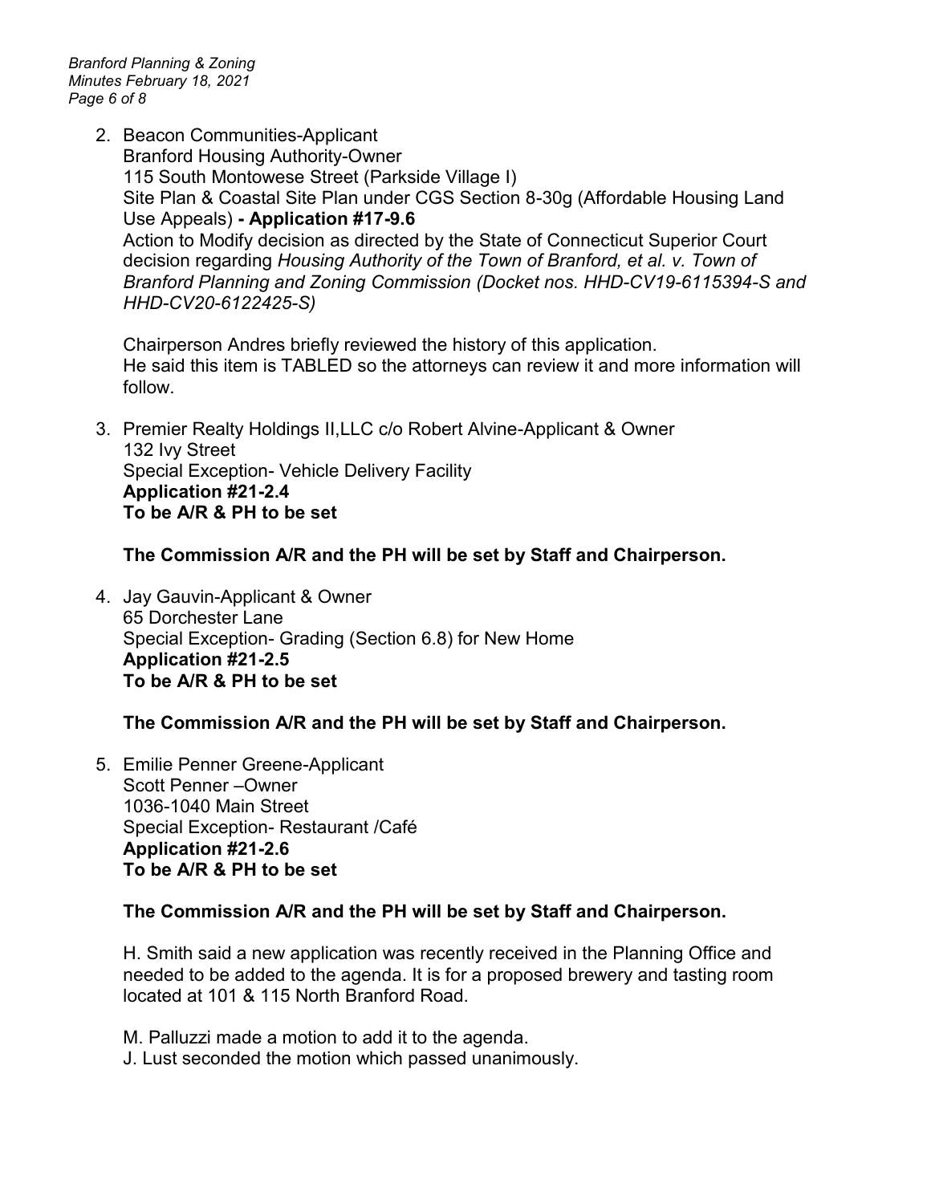2. Beacon Communities-Applicant
   Branford Housing Authority-Owner
   115 South Montowese Street (Parkside Village I)
   Site Plan & Coastal Site Plan under CGS Section 8-30g (Affordable Housing Land Use Appeals) **- Application #17-9.6**
   Action to Modify decision as directed by the State of Connecticut Superior Court decision regarding *Housing Authority of the Town of Branford, et al. v. Town of Branford Planning and Zoning Commission (Docket nos. HHD-CV19-6115394-S and HHD-CV20-6122425-S)*

   Chairperson Andres briefly reviewed the history of this application.
   He said this item is TABLED so the attorneys can review it and more information will follow.

3. Premier Realty Holdings II,LLC c/o Robert Alvine-Applicant & Owner
   132 Ivy Street
   Special Exception- Vehicle Delivery Facility
   **Application #21-2.4**
   **To be A/R & PH to be set**

   **The Commission A/R and the PH will be set by Staff and Chairperson.**

4. Jay Gauvin-Applicant & Owner
   65 Dorchester Lane
   Special Exception- Grading (Section 6.8) for New Home
   **Application #21-2.5**
   **To be A/R & PH to be set**

   **The Commission A/R and the PH will be set by Staff and Chairperson.**

5. Emilie Penner Greene-Applicant
   Scott Penner –Owner
   1036-1040 Main Street
   Special Exception- Restaurant /Café
   **Application #21-2.6**
   **To be A/R & PH to be set**

   **The Commission A/R and the PH will be set by Staff and Chairperson.**

   H. Smith said a new application was recently received in the Planning Office and needed to be added to the agenda. It is for a proposed brewery and tasting room located at 101 & 115 North Branford Road.

   M. Palluzzi made a motion to add it to the agenda.
   J. Lust seconded the motion which passed unanimously.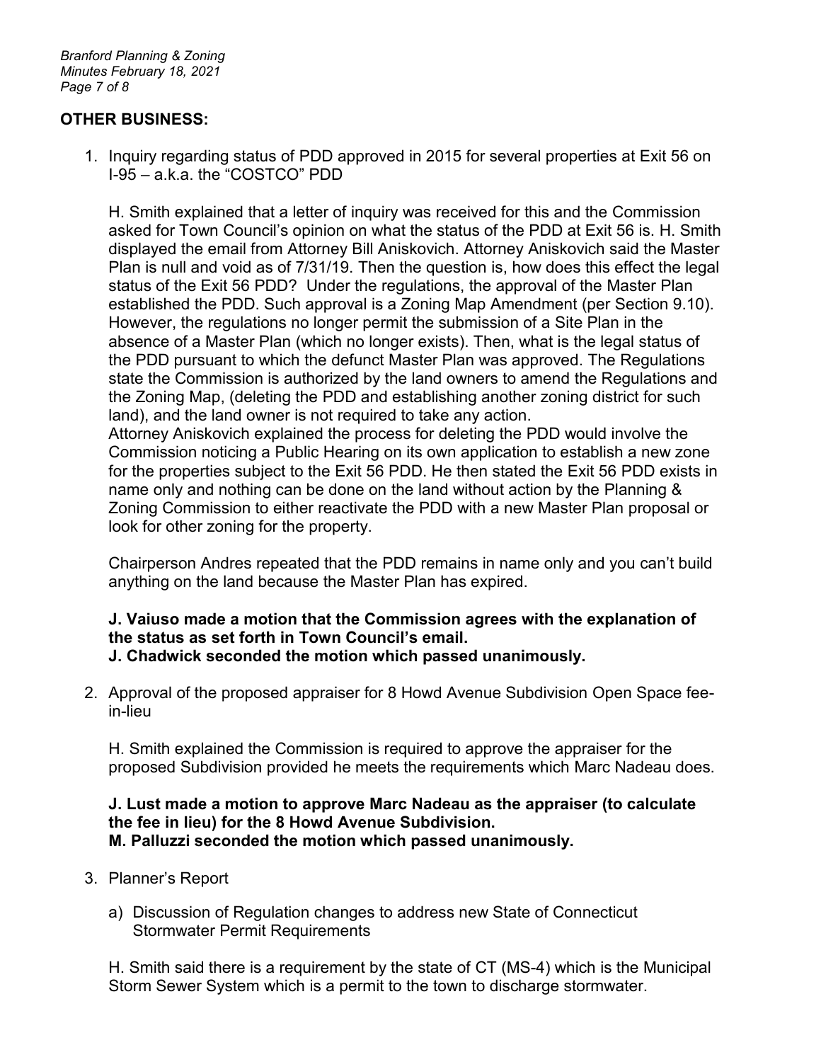## OTHER BUSINESS:

1. Inquiry regarding status of PDD approved in 2015 for several properties at Exit 56 on I-95 – a.k.a. the "COSTCO" PDD

   H. Smith explained that a letter of inquiry was received for this and the Commission asked for Town Council's opinion on what the status of the PDD at Exit 56 is. H. Smith displayed the email from Attorney Bill Aniskovich. Attorney Aniskovich said the Master Plan is null and void as of 7/31/19. Then the question is, how does this effect the legal status of the Exit 56 PDD? Under the regulations, the approval of the Master Plan established the PDD. Such approval is a Zoning Map Amendment (per Section 9.10). However, the regulations no longer permit the submission of a Site Plan in the absence of a Master Plan (which no longer exists). Then, what is the legal status of the PDD pursuant to which the defunct Master Plan was approved. The Regulations state the Commission is authorized by the land owners to amend the Regulations and the Zoning Map, (deleting the PDD and establishing another zoning district for such land), and the land owner is not required to take any action.
   Attorney Aniskovich explained the process for deleting the PDD would involve the Commission noticing a Public Hearing on its own application to establish a new zone for the properties subject to the Exit 56 PDD. He then stated the Exit 56 PDD exists in name only and nothing can be done on the land without action by the Planning & Zoning Commission to either reactivate the PDD with a new Master Plan proposal or look for other zoning for the property.

   Chairperson Andres repeated that the PDD remains in name only and you can't build anything on the land because the Master Plan has expired.

   **J. Vaiuso made a motion that the Commission agrees with the explanation of the status as set forth in Town Council's email.**
   **J. Chadwick seconded the motion which passed unanimously.**

2. Approval of the proposed appraiser for 8 Howd Avenue Subdivision Open Space fee-in-lieu

   H. Smith explained the Commission is required to approve the appraiser for the proposed Subdivision provided he meets the requirements which Marc Nadeau does.

   **J. Lust made a motion to approve Marc Nadeau as the appraiser (to calculate the fee in lieu) for the 8 Howd Avenue Subdivision.**
   **M. Palluzzi seconded the motion which passed unanimously.**

3. Planner's Report

   a) Discussion of Regulation changes to address new State of Connecticut Stormwater Permit Requirements

   H. Smith said there is a requirement by the state of CT (MS-4) which is the Municipal Storm Sewer System which is a permit to the town to discharge stormwater.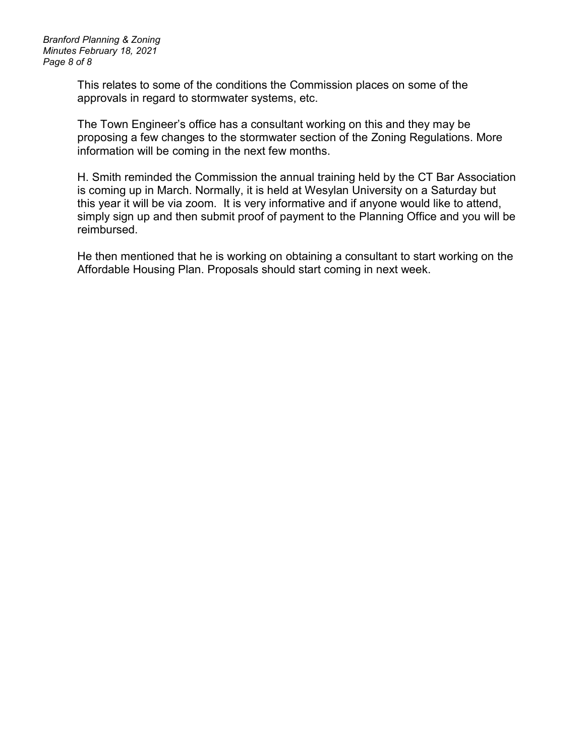This relates to some of the conditions the Commission places on some of the approvals in regard to stormwater systems, etc.

The Town Engineer's office has a consultant working on this and they may be proposing a few changes to the stormwater section of the Zoning Regulations. More information will be coming in the next few months.

H. Smith reminded the Commission the annual training held by the CT Bar Association is coming up in March. Normally, it is held at Wesylan University on a Saturday but this year it will be via zoom. It is very informative and if anyone would like to attend, simply sign up and then submit proof of payment to the Planning Office and you will be reimbursed.

He then mentioned that he is working on obtaining a consultant to start working on the Affordable Housing Plan. Proposals should start coming in next week.